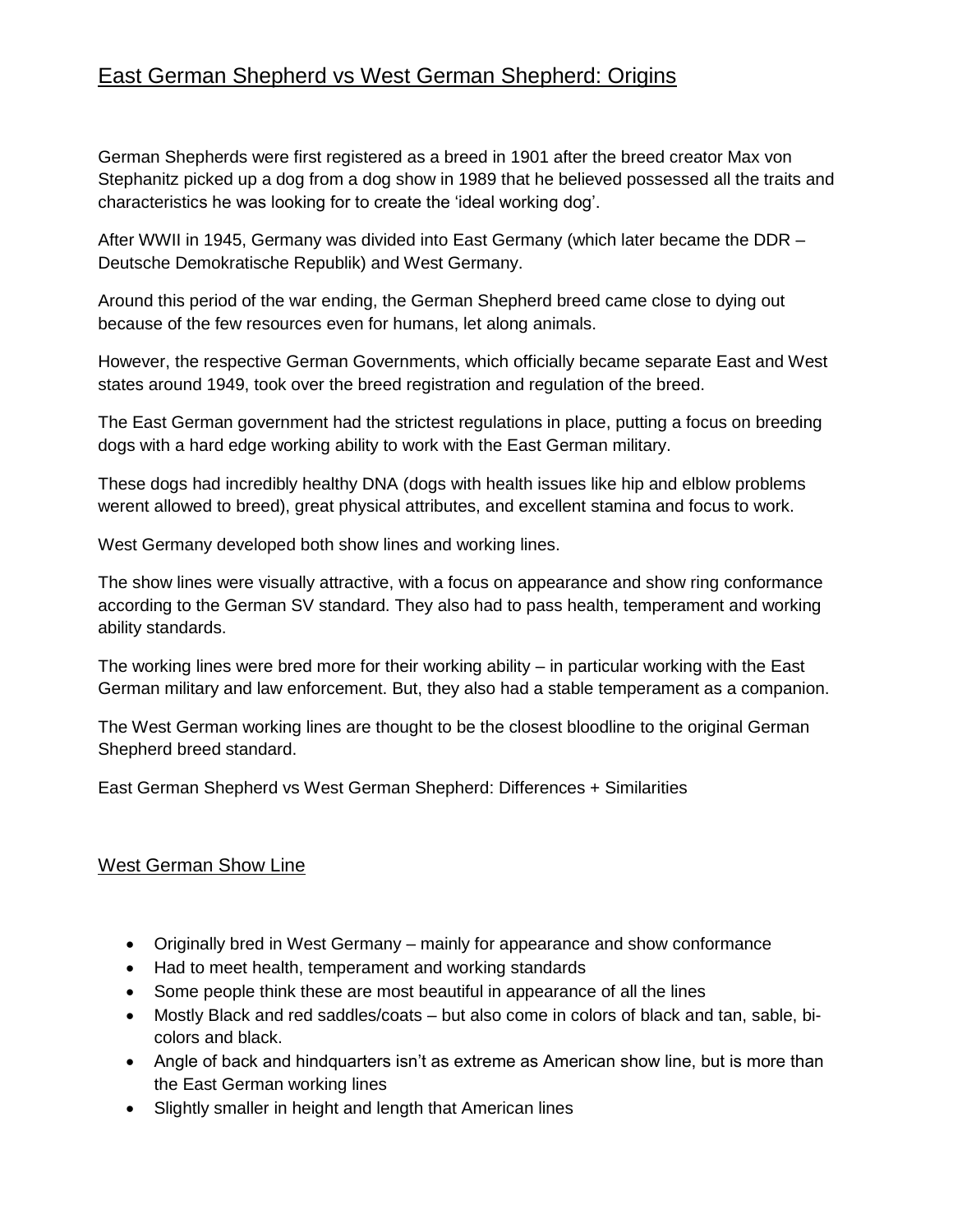# East German Shepherd vs West German Shepherd: Origins

German Shepherds were first registered as a breed in 1901 after the breed creator Max von Stephanitz picked up a dog from a dog show in 1989 that he believed possessed all the traits and characteristics he was looking for to create the 'ideal working dog'.

After WWII in 1945, Germany was divided into East Germany (which later became the DDR – Deutsche Demokratische Republik) and West Germany.

Around this period of the war ending, the German Shepherd breed came close to dying out because of the few resources even for humans, let along animals.

However, the respective German Governments, which officially became separate East and West states around 1949, took over the breed registration and regulation of the breed.

The East German government had the strictest regulations in place, putting a focus on breeding dogs with a hard edge working ability to work with the East German military.

These dogs had incredibly healthy DNA (dogs with health issues like hip and elblow problems werent allowed to breed), great physical attributes, and excellent stamina and focus to work.

West Germany developed both show lines and working lines.

The show lines were visually attractive, with a focus on appearance and show ring conformance according to the German SV standard. They also had to pass health, temperament and working ability standards.

The working lines were bred more for their working ability – in particular working with the East German military and law enforcement. But, they also had a stable temperament as a companion.

The West German working lines are thought to be the closest bloodline to the original German Shepherd breed standard.

East German Shepherd vs West German Shepherd: Differences + Similarities

## West German Show Line

- Originally bred in West Germany – mainly for appearance and show conformance
- Had to meet health, temperament and working standards
- Some people think these are most beautiful in appearance of all the lines
- Mostly Black and red saddles/coats – but also come in colors of black and tan, sable, bi-colors and black.
- Angle of back and hindquarters isn't as extreme as American show line, but is more than the East German working lines
- Slightly smaller in height and length that American lines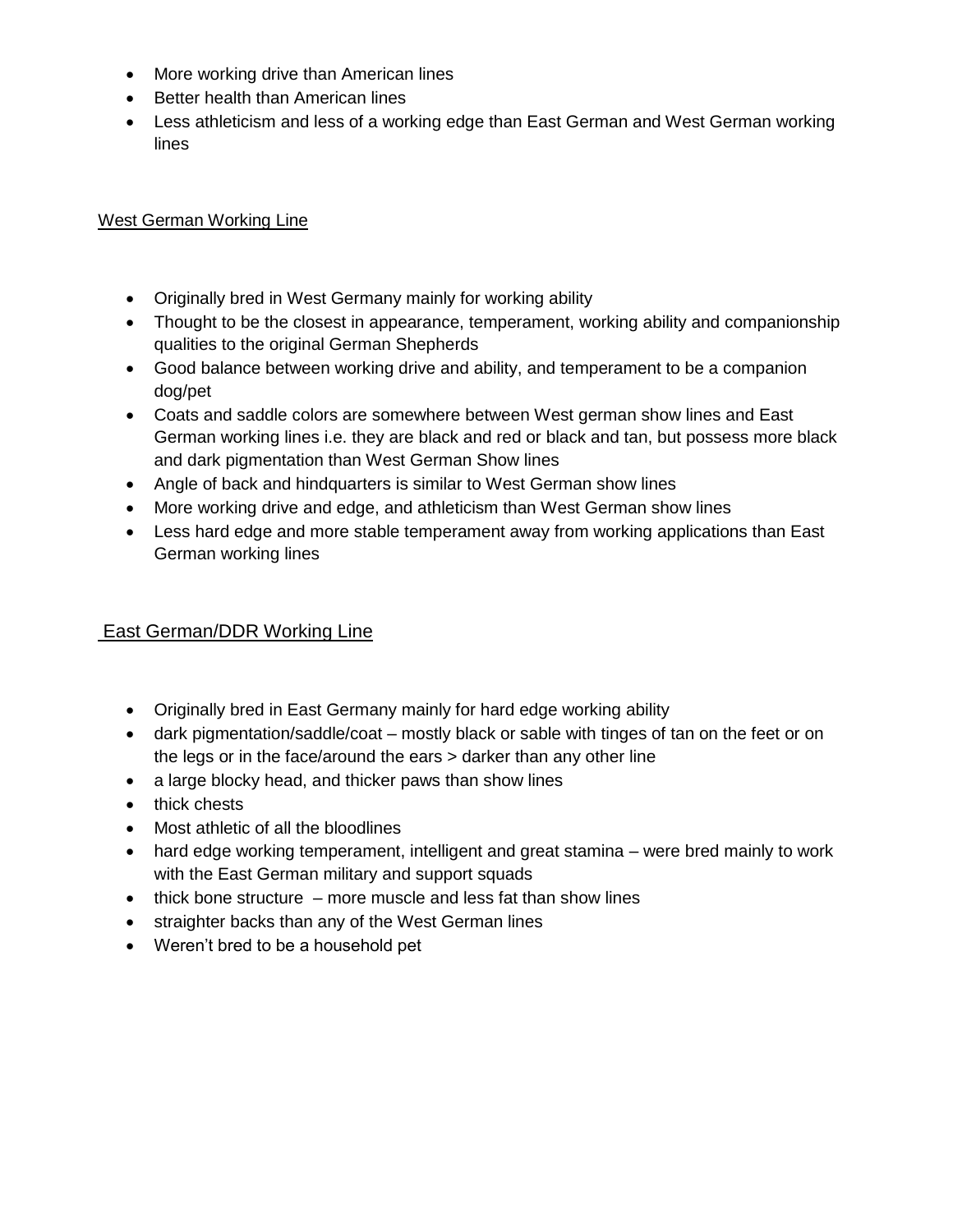- More working drive than American lines
- Better health than American lines
- Less athleticism and less of a working edge than East German and West German working lines

West German Working Line

- Originally bred in West Germany mainly for working ability
- Thought to be the closest in appearance, temperament, working ability and companionship qualities to the original German Shepherds
- Good balance between working drive and ability, and temperament to be a companion dog/pet
- Coats and saddle colors are somewhere between West german show lines and East German working lines i.e. they are black and red or black and tan, but possess more black and dark pigmentation than West German Show lines
- Angle of back and hindquarters is similar to West German show lines
- More working drive and edge, and athleticism than West German show lines
- Less hard edge and more stable temperament away from working applications than East German working lines

East German/DDR Working Line

- Originally bred in East Germany mainly for hard edge working ability
- dark pigmentation/saddle/coat – mostly black or sable with tinges of tan on the feet or on the legs or in the face/around the ears > darker than any other line
- a large blocky head, and thicker paws than show lines
- thick chests
- Most athletic of all the bloodlines
- hard edge working temperament, intelligent and great stamina – were bred mainly to work with the East German military and support squads
- thick bone structure – more muscle and less fat than show lines
- straighter backs than any of the West German lines
- Weren't bred to be a household pet